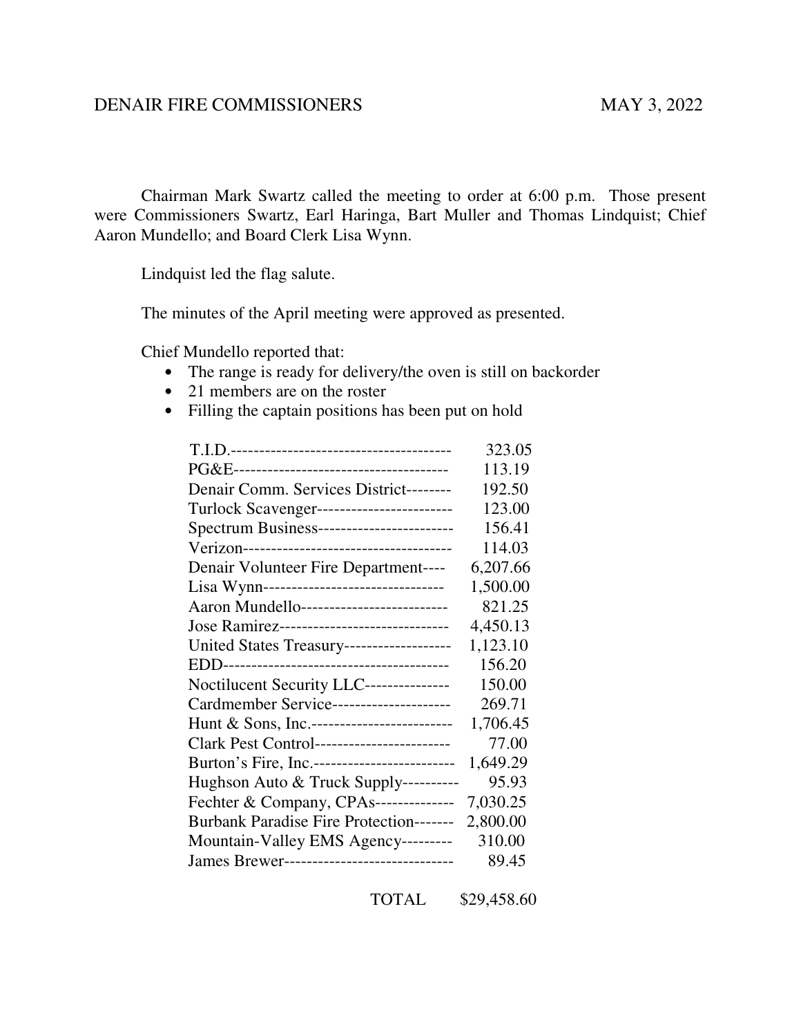DENAIR FIRE COMMISSIONERS MAY 3, 2022

Chairman Mark Swartz called the meeting to order at 6:00 p.m. Those present were Commissioners Swartz, Earl Haringa, Bart Muller and Thomas Lindquist; Chief Aaron Mundello; and Board Clerk Lisa Wynn.

Lindquist led the flag salute.

The minutes of the April meeting were approved as presented.

Chief Mundello reported that:

- The range is ready for delivery/the oven is still on backorder
- 21 members are on the roster
- Filling the captain positions has been put on hold

| | |
|---|---|
| T.I.D. | 323.05 |
| PG&E | 113.19 |
| Denair Comm. Services District | 192.50 |
| Turlock Scavenger | 123.00 |
| Spectrum Business | 156.41 |
| Verizon | 114.03 |
| Denair Volunteer Fire Department | 6,207.66 |
| Lisa Wynn | 1,500.00 |
| Aaron Mundello | 821.25 |
| Jose Ramirez | 4,450.13 |
| United States Treasury | 1,123.10 |
| EDD | 156.20 |
| Noctilucent Security LLC | 150.00 |
| Cardmember Service | 269.71 |
| Hunt & Sons, Inc. | 1,706.45 |
| Clark Pest Control | 77.00 |
| Burton's Fire, Inc. | 1,649.29 |
| Hughson Auto & Truck Supply | 95.93 |
| Fechter & Company, CPAs | 7,030.25 |
| Burbank Paradise Fire Protection | 2,800.00 |
| Mountain-Valley EMS Agency | 310.00 |
| James Brewer | 89.45 |
| TOTAL | $29,458.60 |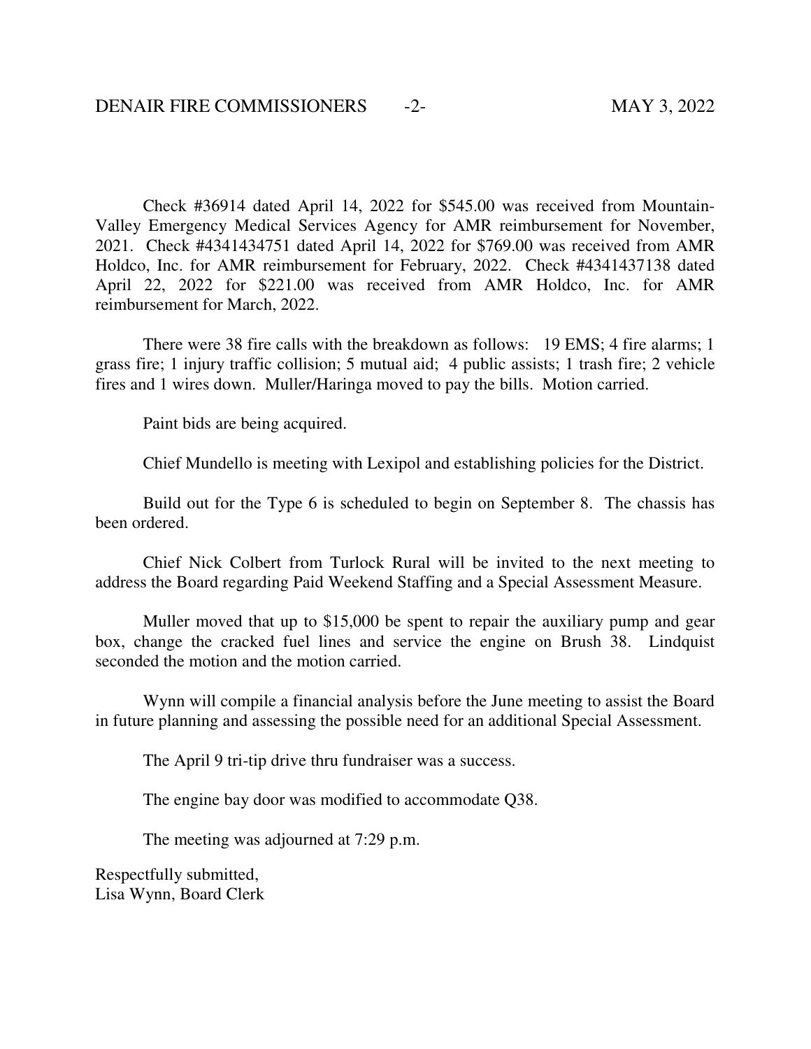Check #36914 dated April 14, 2022 for $545.00 was received from Mountain-Valley Emergency Medical Services Agency for AMR reimbursement for November, 2021. Check #4341434751 dated April 14, 2022 for $769.00 was received from AMR Holdco, Inc. for AMR reimbursement for February, 2022. Check #4341437138 dated April 22, 2022 for $221.00 was received from AMR Holdco, Inc. for AMR reimbursement for March, 2022.

There were 38 fire calls with the breakdown as follows: 19 EMS; 4 fire alarms; 1 grass fire; 1 injury traffic collision; 5 mutual aid; 4 public assists; 1 trash fire; 2 vehicle fires and 1 wires down. Muller/Haringa moved to pay the bills. Motion carried.

Paint bids are being acquired.

Chief Mundello is meeting with Lexipol and establishing policies for the District.

Build out for the Type 6 is scheduled to begin on September 8. The chassis has been ordered.

Chief Nick Colbert from Turlock Rural will be invited to the next meeting to address the Board regarding Paid Weekend Staffing and a Special Assessment Measure.

Muller moved that up to $15,000 be spent to repair the auxiliary pump and gear box, change the cracked fuel lines and service the engine on Brush 38. Lindquist seconded the motion and the motion carried.

Wynn will compile a financial analysis before the June meeting to assist the Board in future planning and assessing the possible need for an additional Special Assessment.

The April 9 tri-tip drive thru fundraiser was a success.

The engine bay door was modified to accommodate Q38.

The meeting was adjourned at 7:29 p.m.

Respectfully submitted,
Lisa Wynn, Board Clerk